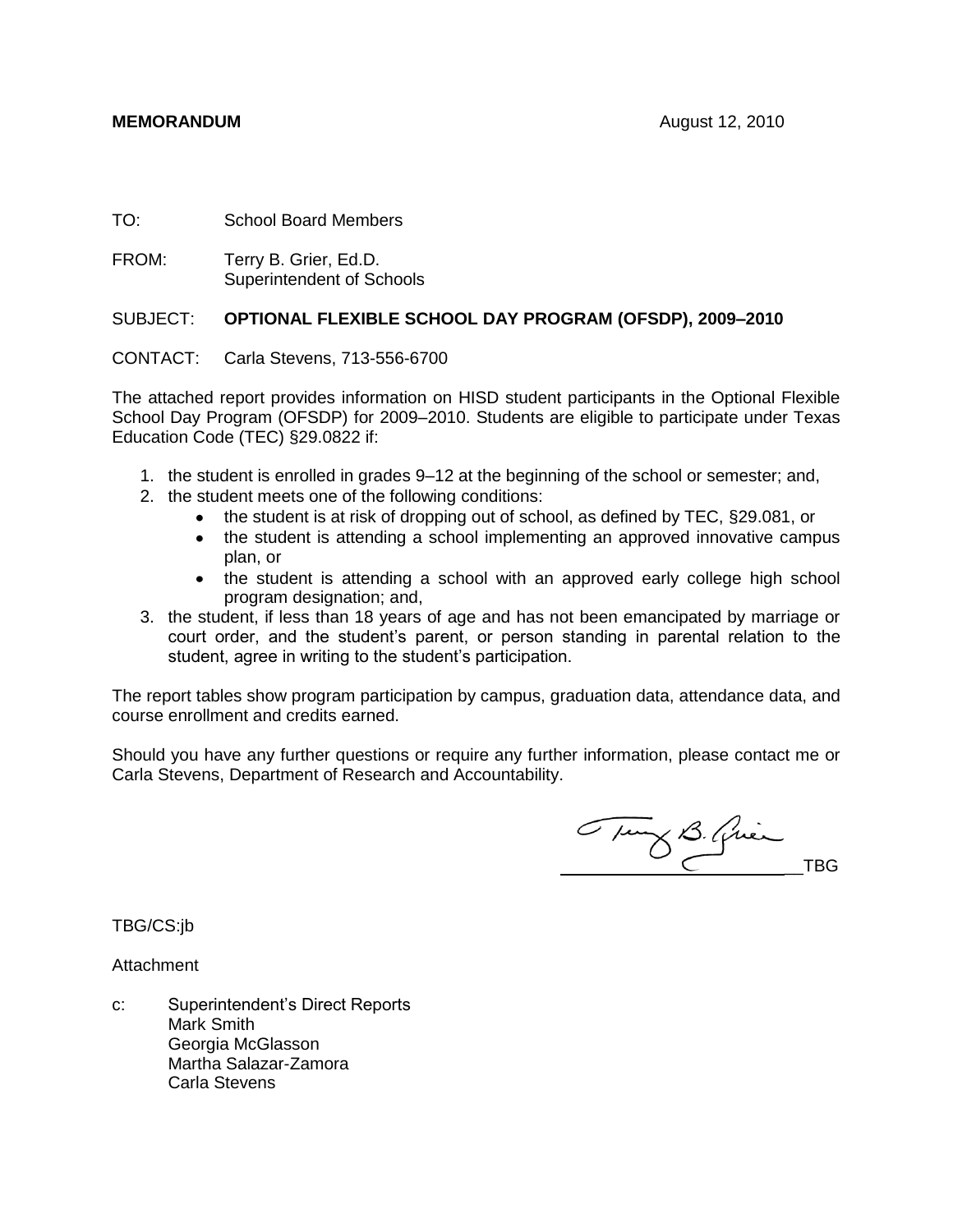**MEMORANDUM** August 12, 2010

TO: School Board Members

FROM: Terry B. Grier, Ed.D.
Superintendent of Schools

SUBJECT: **OPTIONAL FLEXIBLE SCHOOL DAY PROGRAM (OFSDP), 2009–2010**

CONTACT: Carla Stevens, 713-556-6700

The attached report provides information on HISD student participants in the Optional Flexible School Day Program (OFSDP) for 2009–2010. Students are eligible to participate under Texas Education Code (TEC) §29.0822 if:

1. the student is enrolled in grades 9–12 at the beginning of the school or semester; and,
2. the student meets one of the following conditions:
   - the student is at risk of dropping out of school, as defined by TEC, §29.081, or
   - the student is attending a school implementing an approved innovative campus plan, or
   - the student is attending a school with an approved early college high school program designation; and,
3. the student, if less than 18 years of age and has not been emancipated by marriage or court order, and the student's parent, or person standing in parental relation to the student, agree in writing to the student's participation.

The report tables show program participation by campus, graduation data, attendance data, and course enrollment and credits earned.

Should you have any further questions or require any further information, please contact me or Carla Stevens, Department of Research and Accountability.

TBG

TBG/CS:jb

Attachment

c: Superintendent's Direct Reports
Mark Smith
Georgia McGlasson
Martha Salazar-Zamora
Carla Stevens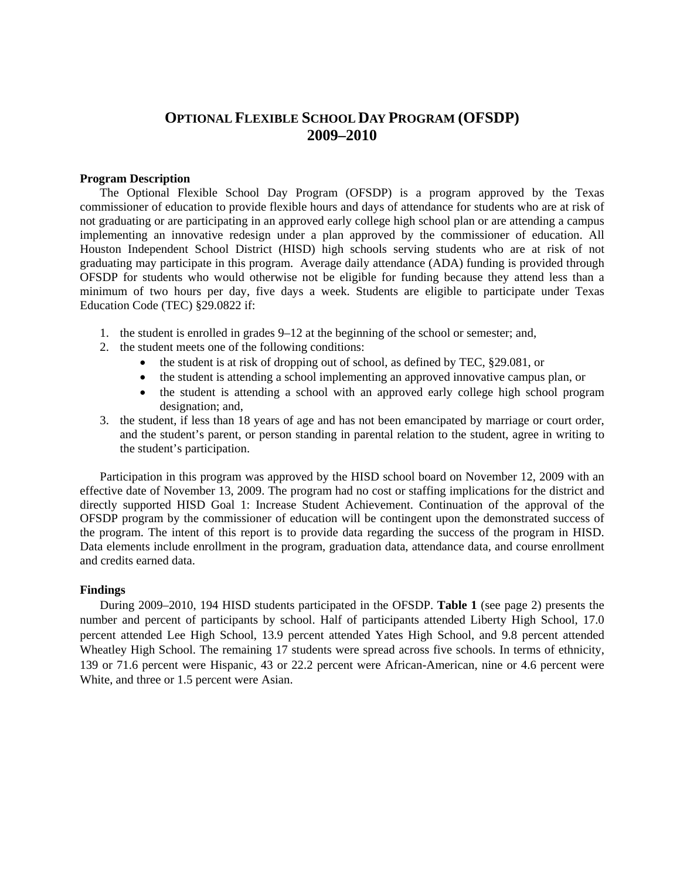# OPTIONAL FLEXIBLE SCHOOL DAY PROGRAM (OFSDP) 2009–2010

**Program Description**

The Optional Flexible School Day Program (OFSDP) is a program approved by the Texas commissioner of education to provide flexible hours and days of attendance for students who are at risk of not graduating or are participating in an approved early college high school plan or are attending a campus implementing an innovative redesign under a plan approved by the commissioner of education. All Houston Independent School District (HISD) high schools serving students who are at risk of not graduating may participate in this program. Average daily attendance (ADA) funding is provided through OFSDP for students who would otherwise not be eligible for funding because they attend less than a minimum of two hours per day, five days a week. Students are eligible to participate under Texas Education Code (TEC) §29.0822 if:

1. the student is enrolled in grades 9–12 at the beginning of the school or semester; and,
2. the student meets one of the following conditions:
   - the student is at risk of dropping out of school, as defined by TEC, §29.081, or
   - the student is attending a school implementing an approved innovative campus plan, or
   - the student is attending a school with an approved early college high school program designation; and,
3. the student, if less than 18 years of age and has not been emancipated by marriage or court order, and the student's parent, or person standing in parental relation to the student, agree in writing to the student's participation.

Participation in this program was approved by the HISD school board on November 12, 2009 with an effective date of November 13, 2009. The program had no cost or staffing implications for the district and directly supported HISD Goal 1: Increase Student Achievement. Continuation of the approval of the OFSDP program by the commissioner of education will be contingent upon the demonstrated success of the program. The intent of this report is to provide data regarding the success of the program in HISD. Data elements include enrollment in the program, graduation data, attendance data, and course enrollment and credits earned data.

**Findings**

During 2009–2010, 194 HISD students participated in the OFSDP. **Table 1** (see page 2) presents the number and percent of participants by school. Half of participants attended Liberty High School, 17.0 percent attended Lee High School, 13.9 percent attended Yates High School, and 9.8 percent attended Wheatley High School. The remaining 17 students were spread across five schools. In terms of ethnicity, 139 or 71.6 percent were Hispanic, 43 or 22.2 percent were African-American, nine or 4.6 percent were White, and three or 1.5 percent were Asian.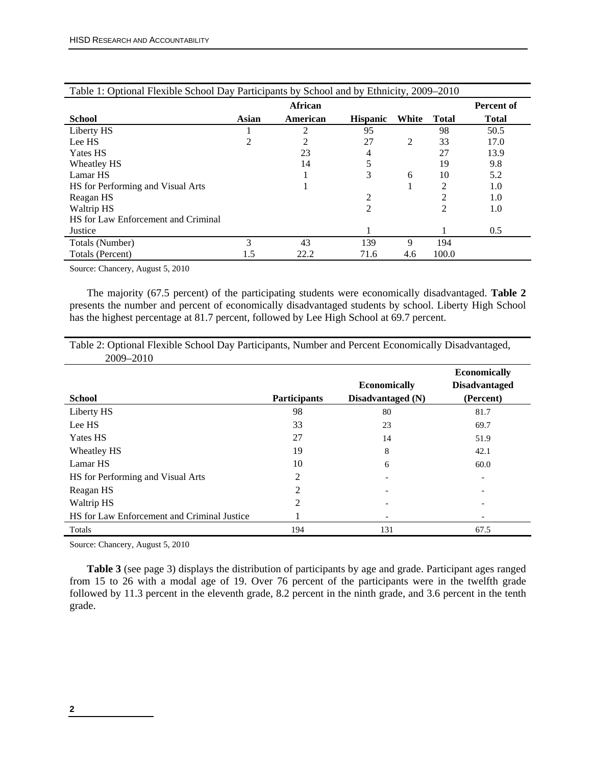Table 1: Optional Flexible School Day Participants by School and by Ethnicity, 2009–2010

| School | Asian | African American | Hispanic | White | Total | Percent of Total |
|---|---|---|---|---|---|---|
| Liberty HS | 1 | 2 | 95 | | 98 | 50.5 |
| Lee HS | 2 | 2 | 27 | 2 | 33 | 17.0 |
| Yates HS | | 23 | 4 | | 27 | 13.9 |
| Wheatley HS | | 14 | 5 | | 19 | 9.8 |
| Lamar HS | | 1 | 3 | 6 | 10 | 5.2 |
| HS for Performing and Visual Arts | | 1 | | 1 | 2 | 1.0 |
| Reagan HS | | | 2 | | 2 | 1.0 |
| Waltrip HS | | | 2 | | 2 | 1.0 |
| HS for Law Enforcement and Criminal Justice | | | 1 | | 1 | 0.5 |
| Totals (Number) | 3 | 43 | 139 | 9 | 194 | |
| Totals (Percent) | 1.5 | 22.2 | 71.6 | 4.6 | 100.0 | |

Source: Chancery, August 5, 2010

The majority (67.5 percent) of the participating students were economically disadvantaged. **Table 2** presents the number and percent of economically disadvantaged students by school. Liberty High School has the highest percentage at 81.7 percent, followed by Lee High School at 69.7 percent.

Table 2: Optional Flexible School Day Participants, Number and Percent Economically Disadvantaged, 2009–2010

| School | Participants | Economically Disadvantaged (N) | Economically Disadvantaged (Percent) |
|---|---|---|---|
| Liberty HS | 98 | 80 | 81.7 |
| Lee HS | 33 | 23 | 69.7 |
| Yates HS | 27 | 14 | 51.9 |
| Wheatley HS | 19 | 8 | 42.1 |
| Lamar HS | 10 | 6 | 60.0 |
| HS for Performing and Visual Arts | 2 | - | - |
| Reagan HS | 2 | - | - |
| Waltrip HS | 2 | - | - |
| HS for Law Enforcement and Criminal Justice | 1 | - | - |
| Totals | 194 | 131 | 67.5 |

Source: Chancery, August 5, 2010

**Table 3** (see page 3) displays the distribution of participants by age and grade. Participant ages ranged from 15 to 26 with a modal age of 19. Over 76 percent of the participants were in the twelfth grade followed by 11.3 percent in the eleventh grade, 8.2 percent in the ninth grade, and 3.6 percent in the tenth grade.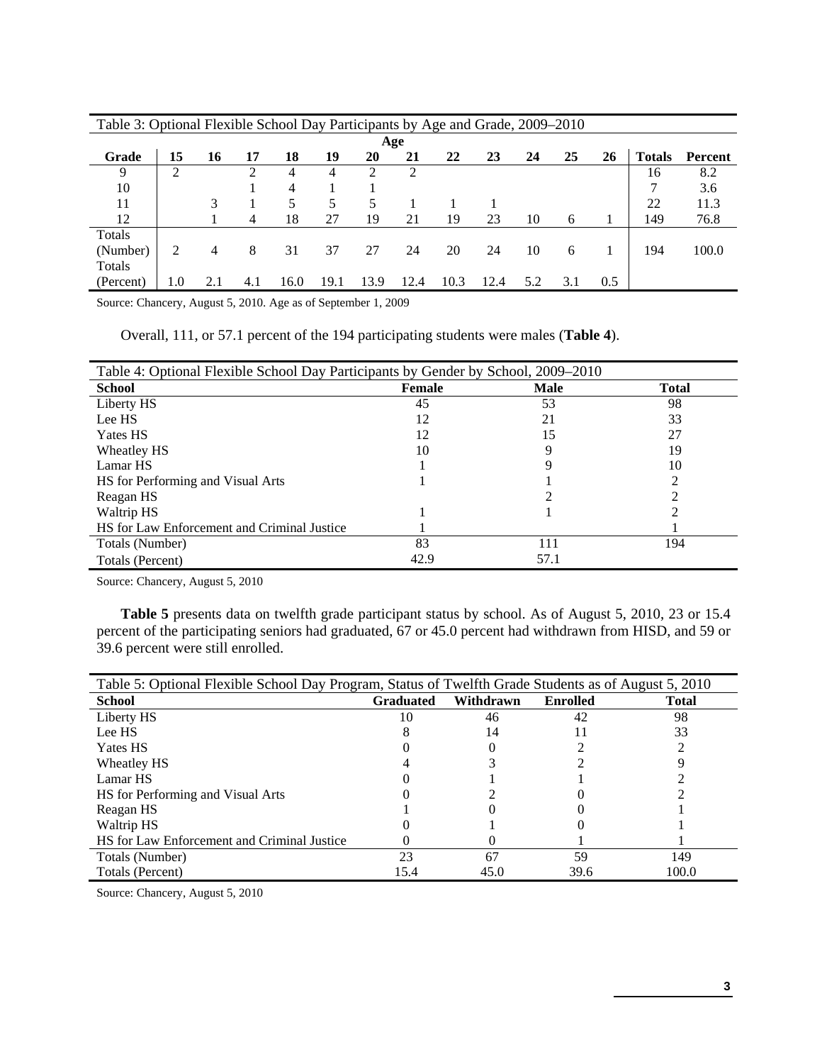| Table 3: Optional Flexible School Day Participants by Age and Grade, 2009–2010 | | | | | | | | | | | | | | |
|---|---|---|---|---|---|---|---|---|---|---|---|---|---|---|
| | **Age** | | | | | | | | | | | | | |
| **Grade** | **15** | **16** | **17** | **18** | **19** | **20** | **21** | **22** | **23** | **24** | **25** | **26** | **Totals** | **Percent** |
| 9 | 2 | | 2 | 4 | 4 | 2 | 2 | | | | | | 16 | 8.2 |
| 10 | | | 1 | 4 | 1 | 1 | | | | | | | 7 | 3.6 |
| 11 | | 3 | 1 | 5 | 5 | 5 | 1 | 1 | 1 | | | | 22 | 11.3 |
| 12 | | 1 | 4 | 18 | 27 | 19 | 21 | 19 | 23 | 10 | 6 | 1 | 149 | 76.8 |
| Totals (Number) | 2 | 4 | 8 | 31 | 37 | 27 | 24 | 20 | 24 | 10 | 6 | 1 | 194 | 100.0 |
| Totals (Percent) | 1.0 | 2.1 | 4.1 | 16.0 | 19.1 | 13.9 | 12.4 | 10.3 | 12.4 | 5.2 | 3.1 | 0.5 | | |

Source: Chancery, August 5, 2010. Age as of September 1, 2009

Overall, 111, or 57.1 percent of the 194 participating students were males (**Table 4**).

| Table 4: Optional Flexible School Day Participants by Gender by School, 2009–2010 | | | |
|---|---|---|---|
| **School** | **Female** | **Male** | **Total** |
| Liberty HS | 45 | 53 | 98 |
| Lee HS | 12 | 21 | 33 |
| Yates HS | 12 | 15 | 27 |
| Wheatley HS | 10 | 9 | 19 |
| Lamar HS | 1 | 9 | 10 |
| HS for Performing and Visual Arts | 1 | 1 | 2 |
| Reagan HS | | 2 | 2 |
| Waltrip HS | 1 | 1 | 2 |
| HS for Law Enforcement and Criminal Justice | 1 | | 1 |
| Totals (Number) | 83 | 111 | 194 |
| Totals (Percent) | 42.9 | 57.1 | |

Source: Chancery, August 5, 2010

**Table 5** presents data on twelfth grade participant status by school. As of August 5, 2010, 23 or 15.4 percent of the participating seniors had graduated, 67 or 45.0 percent had withdrawn from HISD, and 59 or 39.6 percent were still enrolled.

| Table 5: Optional Flexible School Day Program, Status of Twelfth Grade Students as of August 5, 2010 | | | | |
|---|---|---|---|---|
| **School** | **Graduated** | **Withdrawn** | **Enrolled** | **Total** |
| Liberty HS | 10 | 46 | 42 | 98 |
| Lee HS | 8 | 14 | 11 | 33 |
| Yates HS | 0 | 0 | 2 | 2 |
| Wheatley HS | 4 | 3 | 2 | 9 |
| Lamar HS | 0 | 1 | 1 | 2 |
| HS for Performing and Visual Arts | 0 | 2 | 0 | 2 |
| Reagan HS | 1 | 0 | 0 | 1 |
| Waltrip HS | 0 | 1 | 0 | 1 |
| HS for Law Enforcement and Criminal Justice | 0 | 0 | 1 | 1 |
| Totals (Number) | 23 | 67 | 59 | 149 |
| Totals (Percent) | 15.4 | 45.0 | 39.6 | 100.0 |

Source: Chancery, August 5, 2010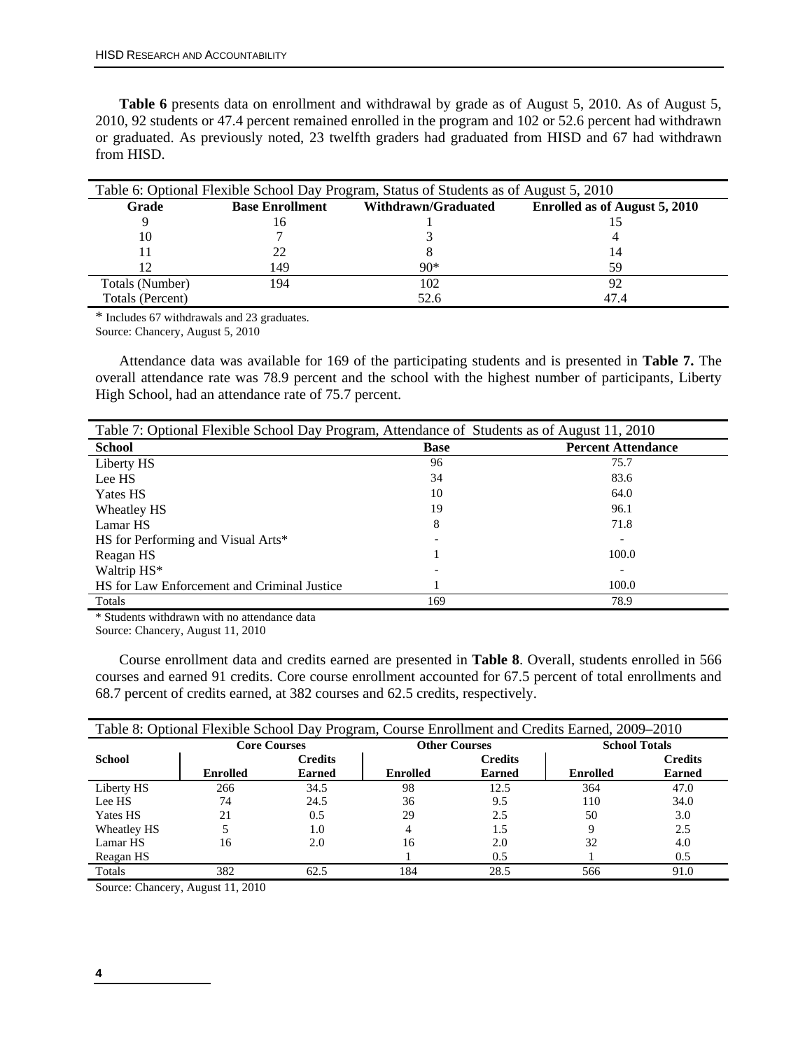**Table 6** presents data on enrollment and withdrawal by grade as of August 5, 2010. As of August 5, 2010, 92 students or 47.4 percent remained enrolled in the program and 102 or 52.6 percent had withdrawn or graduated. As previously noted, 23 twelfth graders had graduated from HISD and 67 had withdrawn from HISD.

Table 6: Optional Flexible School Day Program, Status of Students as of August 5, 2010

| Grade | Base Enrollment | Withdrawn/Graduated | Enrolled as of August 5, 2010 |
|---|---|---|---|
| 9 | 16 | 1 | 15 |
| 10 | 7 | 3 | 4 |
| 11 | 22 | 8 | 14 |
| 12 | 149 | 90* | 59 |
| Totals (Number) | 194 | 102 | 92 |
| Totals (Percent) | | 52.6 | 47.4 |

\* Includes 67 withdrawals and 23 graduates.

Source: Chancery, August 5, 2010

Attendance data was available for 169 of the participating students and is presented in **Table 7.** The overall attendance rate was 78.9 percent and the school with the highest number of participants, Liberty High School, had an attendance rate of 75.7 percent.

Table 7: Optional Flexible School Day Program, Attendance of Students as of August 11, 2010

| School | Base | Percent Attendance |
|---|---|---|
| Liberty HS | 96 | 75.7 |
| Lee HS | 34 | 83.6 |
| Yates HS | 10 | 64.0 |
| Wheatley HS | 19 | 96.1 |
| Lamar HS | 8 | 71.8 |
| HS for Performing and Visual Arts* | - | - |
| Reagan HS | 1 | 100.0 |
| Waltrip HS* | - | - |
| HS for Law Enforcement and Criminal Justice | 1 | 100.0 |
| Totals | 169 | 78.9 |

\* Students withdrawn with no attendance data

Source: Chancery, August 11, 2010

Course enrollment data and credits earned are presented in **Table 8**. Overall, students enrolled in 566 courses and earned 91 credits. Core course enrollment accounted for 67.5 percent of total enrollments and 68.7 percent of credits earned, at 382 courses and 62.5 credits, respectively.

Table 8: Optional Flexible School Day Program, Course Enrollment and Credits Earned, 2009–2010

| | Core Courses | | Other Courses | | School Totals | |
|---|---|---|---|---|---|---|
| School | Enrolled | Credits Earned | Enrolled | Credits Earned | Enrolled | Credits Earned |
| Liberty HS | 266 | 34.5 | 98 | 12.5 | 364 | 47.0 |
| Lee HS | 74 | 24.5 | 36 | 9.5 | 110 | 34.0 |
| Yates HS | 21 | 0.5 | 29 | 2.5 | 50 | 3.0 |
| Wheatley HS | 5 | 1.0 | 4 | 1.5 | 9 | 2.5 |
| Lamar HS | 16 | 2.0 | 16 | 2.0 | 32 | 4.0 |
| Reagan HS | | | 1 | 0.5 | 1 | 0.5 |
| Totals | 382 | 62.5 | 184 | 28.5 | 566 | 91.0 |

Source: Chancery, August 11, 2010